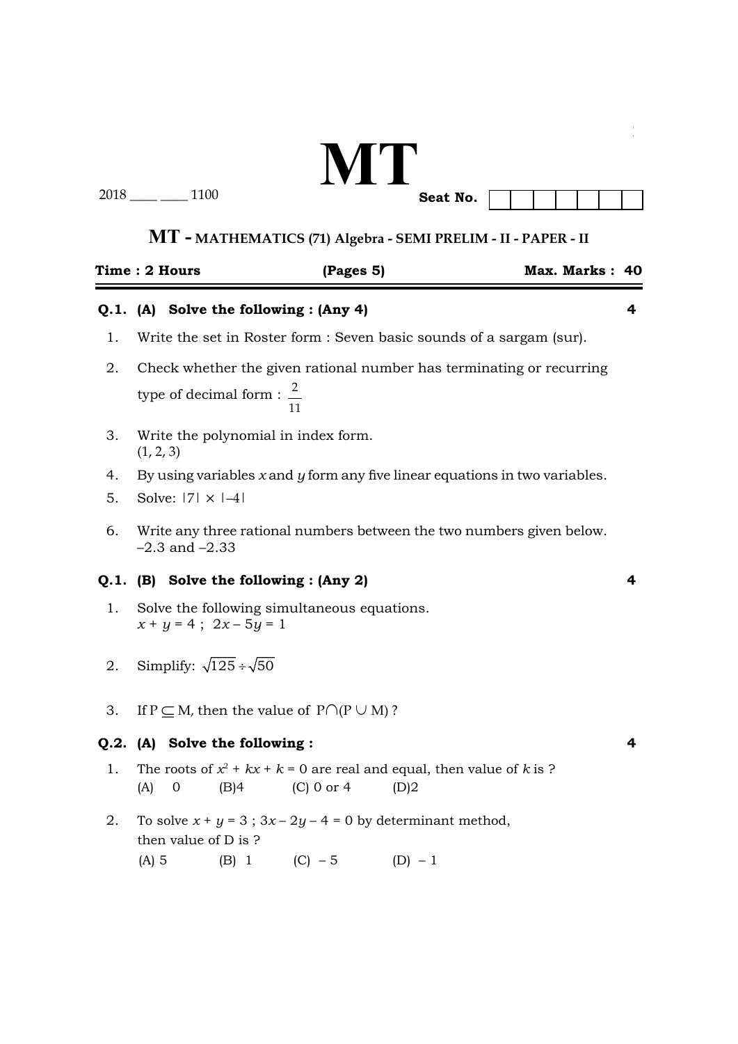# MT

2018 ____ ____ 1100 **Seat No.**

## MT - MATHEMATICS (71) Algebra - SEMI PRELIM - II - PAPER - II

**Time : 2 Hours** **(Pages 5)** **Max. Marks : 40**

**Q.1. (A) Solve the following : (Any 4)** **4**

1. Write the set in Roster form : Seven basic sounds of a sargam (sur).
2. Check whether the given rational number has terminating or recurring type of decimal form : $\frac{2}{11}$
3. Write the polynomial in index form. (1, 2, 3)
4. By using variables $x$ and $y$ form any five linear equations in two variables.
5. Solve: $|7| \times |-4|$
6. Write any three rational numbers between the two numbers given below. $-2.3$ and $-2.33$

**Q.1. (B) Solve the following : (Any 2)** **4**

1. Solve the following simultaneous equations. $x + y = 4$ ; $2x - 5y = 1$
2. Simplify: $\sqrt{125} \div \sqrt{50}$
3. If $P \subseteq M$, then the value of $P \cap (P \cup M)$ ?

**Q.2. (A) Solve the following :** **4**

1. The roots of $x^2 + kx + k = 0$ are real and equal, then value of $k$ is ?
   (A) 0 (B) 4 (C) 0 or 4 (D) 2
2. To solve $x + y = 3$ ; $3x - 2y - 4 = 0$ by determinant method, then value of D is ?
   (A) 5 (B) 1 (C) $-5$ (D) $-1$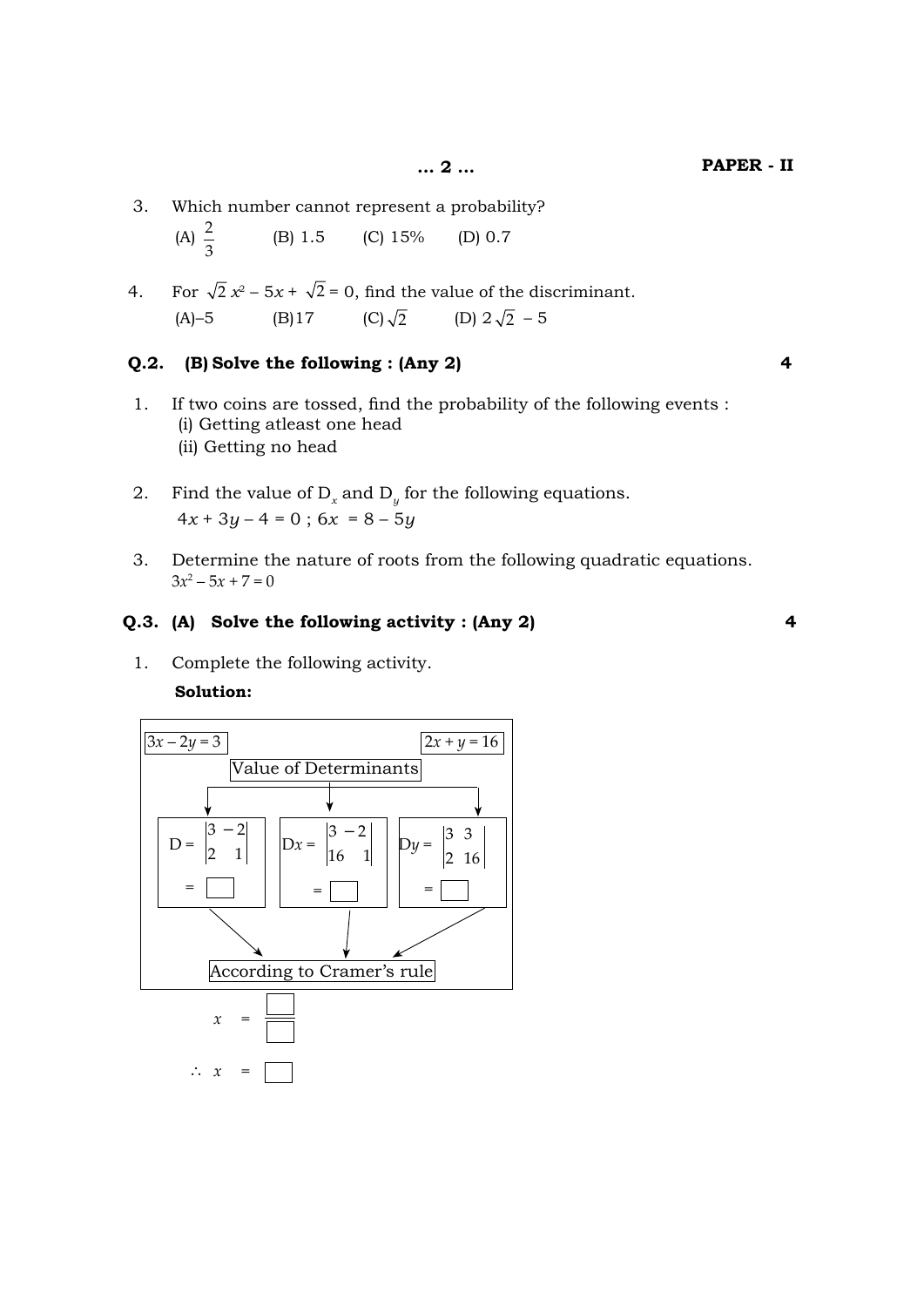3. Which number cannot represent a probability?

   (A) $\frac{2}{3}$ (B) 1.5 (C) 15% (D) 0.7

4. For $\sqrt{2}\,x^2 - 5x + \sqrt{2} = 0$, find the value of the discriminant.

   (A) $-5$ (B) 17 (C) $\sqrt{2}$ (D) $2\sqrt{2} - 5$

**Q.2. (B) Solve the following : (Any 2)** **4**

1. If two coins are tossed, find the probability of the following events :
   (i) Getting atleast one head
   (ii) Getting no head

2. Find the value of $D_x$ and $D_y$ for the following equations.
   $4x + 3y - 4 = 0$ ; $6x = 8 - 5y$

3. Determine the nature of roots from the following quadratic equations.
   $3x^2 - 5x + 7 = 0$

**Q.3. (A) Solve the following activity : (Any 2)** **4**

1. Complete the following activity.

   **Solution:**

   $3x - 2y = 3$ $2x + y = 16$

   Value of Determinants

   $D = \begin{vmatrix} 3 & -2 \\ 2 & 1 \end{vmatrix} = \square$

   $Dx = \begin{vmatrix} 3 & -2 \\ 16 & 1 \end{vmatrix} = \square$

   $Dy = \begin{vmatrix} 3 & 3 \\ 2 & 16 \end{vmatrix} = \square$

   According to Cramer's rule

   $x = \dfrac{\square}{\square}$

   $\therefore\ x = \square$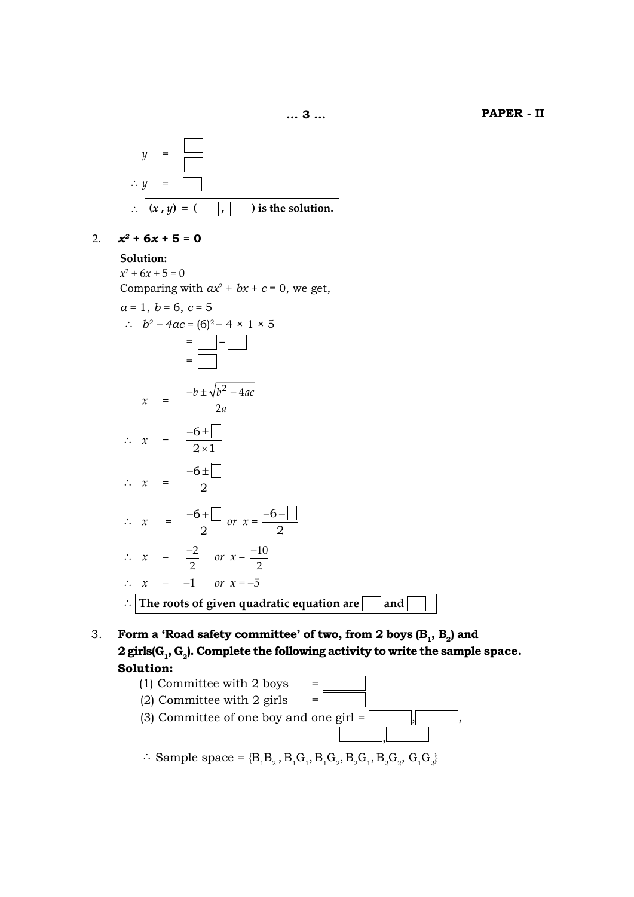$$y = \frac{\square}{\square}$$

$$\therefore y = \square$$

$\therefore$ **$(x, y) = (\square, \square)$ is the solution.**

2. **$x^2 + 6x + 5 = 0$**

**Solution:**

$x^2 + 6x + 5 = 0$

Comparing with $ax^2 + bx + c = 0$, we get,

$a = 1,\ b = 6,\ c = 5$

$\therefore\ b^2 - 4ac = (6)^2 - 4 \times 1 \times 5$

$= \square - \square$

$= \square$

$$x = \frac{-b \pm \sqrt{b^2 - 4ac}}{2a}$$

$$\therefore\ x = \frac{-6 \pm \sqrt{\square}}{2 \times 1}$$

$$\therefore\ x = \frac{-6 \pm \square}{2}$$

$$\therefore\ x = \frac{-6 + \square}{2} \quad or \quad x = \frac{-6 - \square}{2}$$

$$\therefore\ x = \frac{-2}{2} \quad or \quad x = \frac{-10}{2}$$

$$\therefore\ x = -1 \quad or \quad x = -5$$

$\therefore$ **The roots of given quadratic equation are $\square$ and $\square$**

3. **Form a 'Road safety committee' of two, from 2 boys ($B_1$, $B_2$) and 2 girls($G_1$, $G_2$). Complete the following activity to write the sample space.**

**Solution:**

(1) Committee with 2 boys = $\square$

(2) Committee with 2 girls = $\square$

(3) Committee of one boy and one girl = $\square$, $\square$, $\square$, $\square$

$\therefore$ Sample space = $\{B_1B_2, B_1G_1, B_1G_2, B_2G_1, B_2G_2, G_1G_2\}$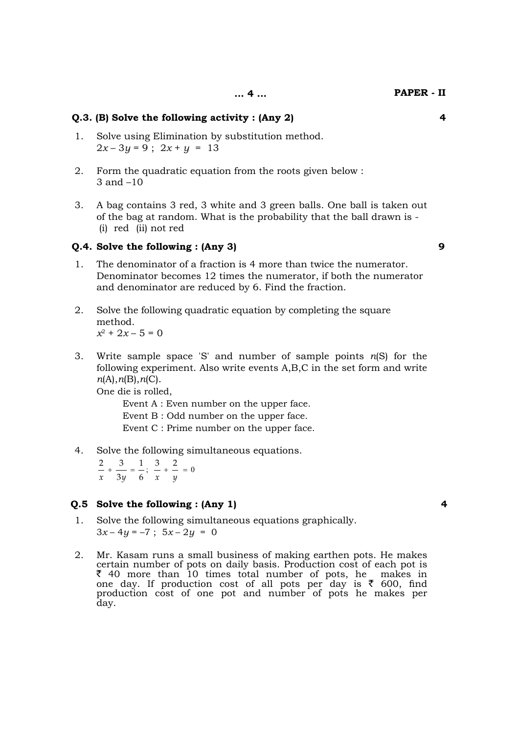**Q.3. (B) Solve the following activity : (Any 2)** **4**

1. Solve using Elimination by substitution method.
   $2x - 3y = 9$ ; $2x + y = 13$

2. Form the quadratic equation from the roots given below :
   3 and $-10$

3. A bag contains 3 red, 3 white and 3 green balls. One ball is taken out of the bag at random. What is the probability that the ball drawn is -
   (i) red (ii) not red

**Q.4. Solve the following : (Any 3)** **9**

1. The denominator of a fraction is 4 more than twice the numerator. Denominator becomes 12 times the numerator, if both the numerator and denominator are reduced by 6. Find the fraction.

2. Solve the following quadratic equation by completing the square method.
   $x^2 + 2x - 5 = 0$

3. Write sample space 'S' and number of sample points $n(S)$ for the following experiment. Also write events A,B,C in the set form and write $n(A), n(B), n(C)$.
   One die is rolled,
   - Event A : Even number on the upper face.
   - Event B : Odd number on the upper face.
   - Event C : Prime number on the upper face.

4. Solve the following simultaneous equations.
   $\frac{2}{x} + \frac{3}{3y} = \frac{1}{6}$; $\frac{3}{x} + \frac{2}{y} = 0$

**Q.5 Solve the following : (Any 1)** **4**

1. Solve the following simultaneous equations graphically.
   $3x - 4y = -7$ ; $5x - 2y = 0$

2. Mr. Kasam runs a small business of making earthen pots. He makes certain number of pots on daily basis. Production cost of each pot is ₹ 40 more than 10 times total number of pots, he makes in one day. If production cost of all pots per day is ₹ 600, find production cost of one pot and number of pots he makes per day.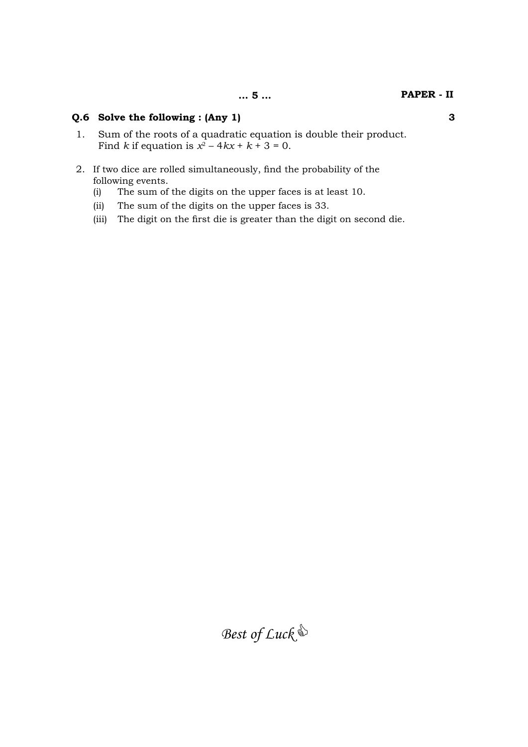**Q.6 Solve the following : (Any 1)** **3**

1. Sum of the roots of a quadratic equation is double their product. Find $k$ if equation is $x^2 - 4kx + k + 3 = 0$.

2. If two dice are rolled simultaneously, find the probability of the following events.
   (i) The sum of the digits on the upper faces is at least 10.
   (ii) The sum of the digits on the upper faces is 33.
   (iii) The digit on the first die is greater than the digit on second die.

*Best of Luck*